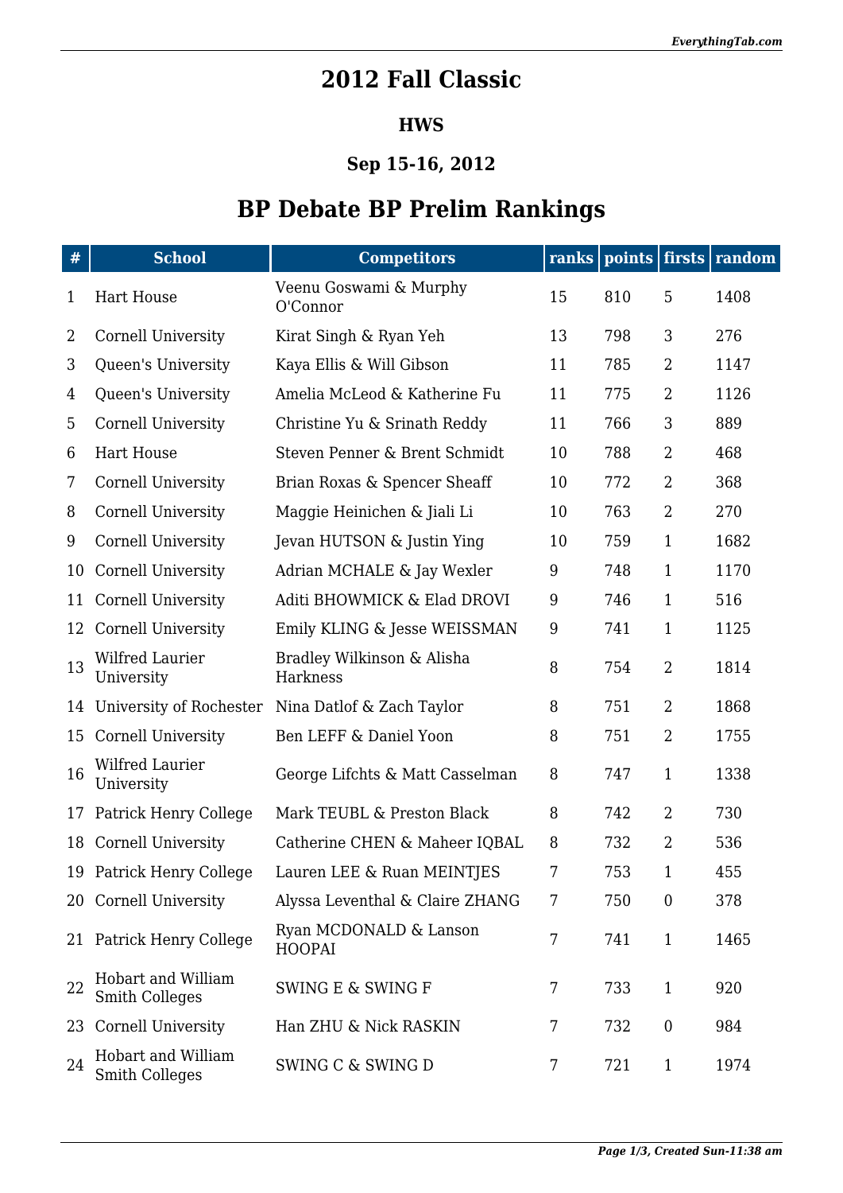# 2012 Fall Classic

### HWS

### Sep 15-16, 2012

## BP Debate BP Prelim Rankings

| # | School | Competitors | ranks | points | firsts | random |
|---|---|---|---|---|---|---|
| 1 | Hart House | Veenu Goswami & Murphy O'Connor | 15 | 810 | 5 | 1408 |
| 2 | Cornell University | Kirat Singh & Ryan Yeh | 13 | 798 | 3 | 276 |
| 3 | Queen's University | Kaya Ellis & Will Gibson | 11 | 785 | 2 | 1147 |
| 4 | Queen's University | Amelia McLeod & Katherine Fu | 11 | 775 | 2 | 1126 |
| 5 | Cornell University | Christine Yu & Srinath Reddy | 11 | 766 | 3 | 889 |
| 6 | Hart House | Steven Penner & Brent Schmidt | 10 | 788 | 2 | 468 |
| 7 | Cornell University | Brian Roxas & Spencer Sheaff | 10 | 772 | 2 | 368 |
| 8 | Cornell University | Maggie Heinichen & Jiali Li | 10 | 763 | 2 | 270 |
| 9 | Cornell University | Jevan HUTSON & Justin Ying | 10 | 759 | 1 | 1682 |
| 10 | Cornell University | Adrian MCHALE & Jay Wexler | 9 | 748 | 1 | 1170 |
| 11 | Cornell University | Aditi BHOWMICK & Elad DROVI | 9 | 746 | 1 | 516 |
| 12 | Cornell University | Emily KLING & Jesse WEISSMAN | 9 | 741 | 1 | 1125 |
| 13 | Wilfred Laurier University | Bradley Wilkinson & Alisha Harkness | 8 | 754 | 2 | 1814 |
| 14 | University of Rochester | Nina Datlof & Zach Taylor | 8 | 751 | 2 | 1868 |
| 15 | Cornell University | Ben LEFF & Daniel Yoon | 8 | 751 | 2 | 1755 |
| 16 | Wilfred Laurier University | George Lifchts & Matt Casselman | 8 | 747 | 1 | 1338 |
| 17 | Patrick Henry College | Mark TEUBL & Preston Black | 8 | 742 | 2 | 730 |
| 18 | Cornell University | Catherine CHEN & Maheer IQBAL | 8 | 732 | 2 | 536 |
| 19 | Patrick Henry College | Lauren LEE & Ruan MEINTJES | 7 | 753 | 1 | 455 |
| 20 | Cornell University | Alyssa Leventhal & Claire ZHANG | 7 | 750 | 0 | 378 |
| 21 | Patrick Henry College | Ryan MCDONALD & Lanson HOOPAI | 7 | 741 | 1 | 1465 |
| 22 | Hobart and William Smith Colleges | SWING E & SWING F | 7 | 733 | 1 | 920 |
| 23 | Cornell University | Han ZHU & Nick RASKIN | 7 | 732 | 0 | 984 |
| 24 | Hobart and William Smith Colleges | SWING C & SWING D | 7 | 721 | 1 | 1974 |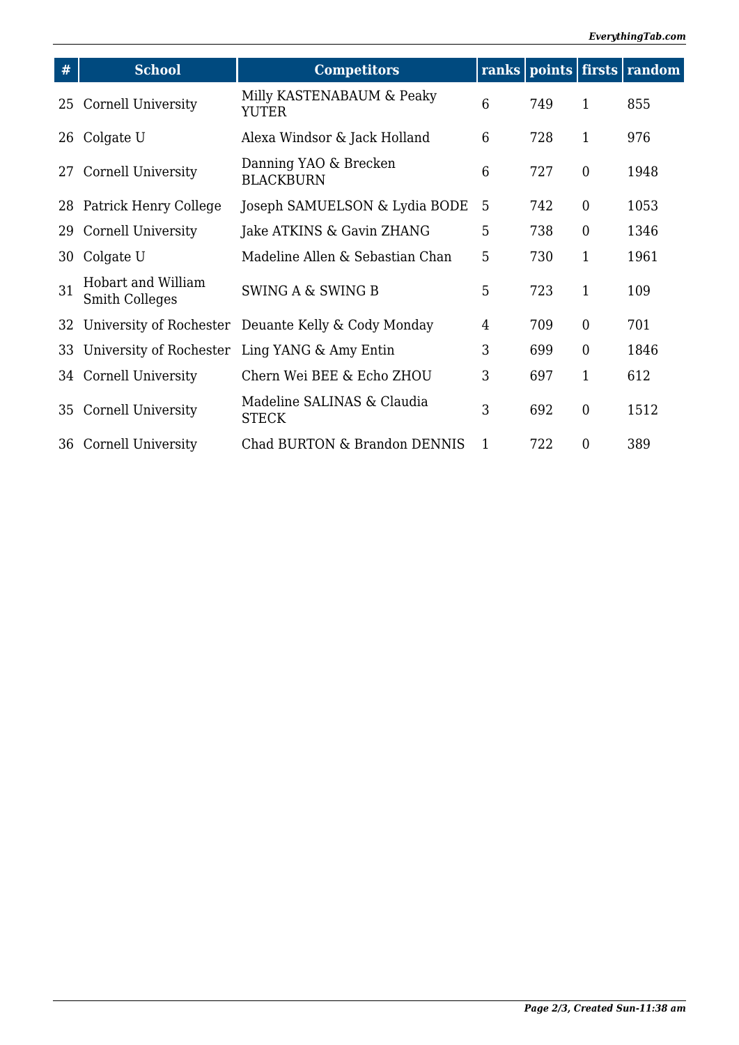| # | School | Competitors | ranks | points | firsts | random |
|---|---|---|---|---|---|---|
| 25 | Cornell University | Milly KASTENABAUM & Peaky YUTER | 6 | 749 | 1 | 855 |
| 26 | Colgate U | Alexa Windsor & Jack Holland | 6 | 728 | 1 | 976 |
| 27 | Cornell University | Danning YAO & Brecken BLACKBURN | 6 | 727 | 0 | 1948 |
| 28 | Patrick Henry College | Joseph SAMUELSON & Lydia BODE | 5 | 742 | 0 | 1053 |
| 29 | Cornell University | Jake ATKINS & Gavin ZHANG | 5 | 738 | 0 | 1346 |
| 30 | Colgate U | Madeline Allen & Sebastian Chan | 5 | 730 | 1 | 1961 |
| 31 | Hobart and William Smith Colleges | SWING A & SWING B | 5 | 723 | 1 | 109 |
| 32 | University of Rochester | Deuante Kelly & Cody Monday | 4 | 709 | 0 | 701 |
| 33 | University of Rochester | Ling YANG & Amy Entin | 3 | 699 | 0 | 1846 |
| 34 | Cornell University | Chern Wei BEE & Echo ZHOU | 3 | 697 | 1 | 612 |
| 35 | Cornell University | Madeline SALINAS & Claudia STECK | 3 | 692 | 0 | 1512 |
| 36 | Cornell University | Chad BURTON & Brandon DENNIS | 1 | 722 | 0 | 389 |